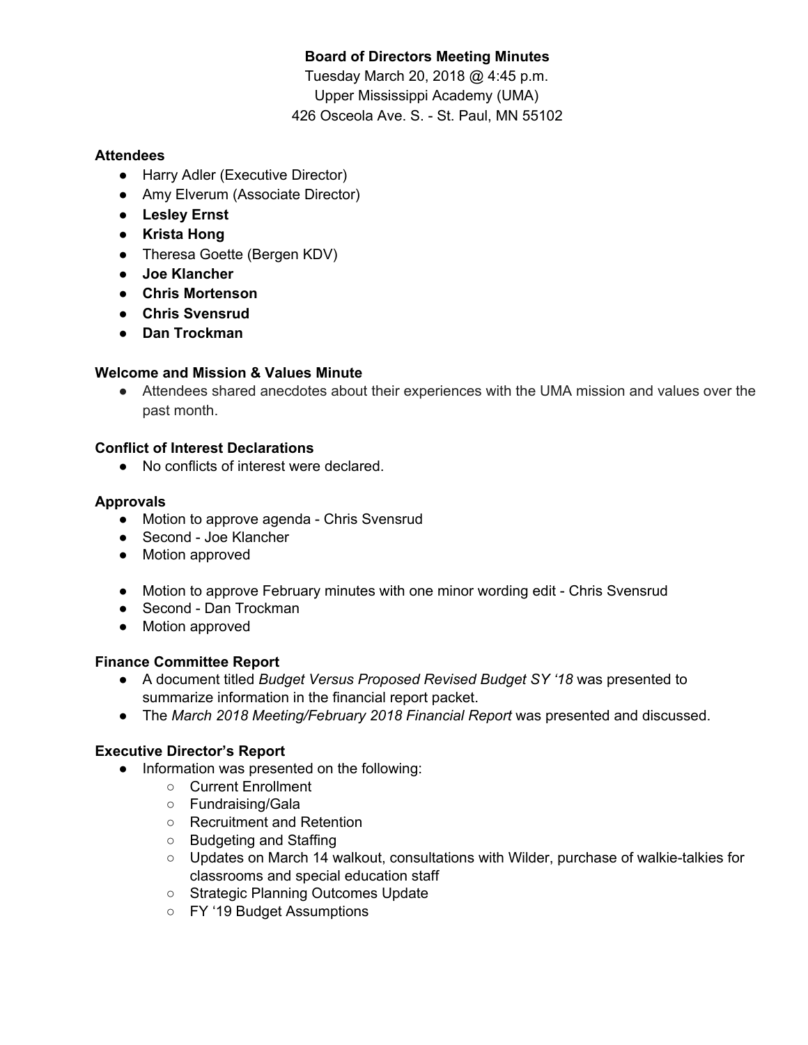**Board of Directors Meeting Minutes**

Tuesday March 20, 2018 @ 4:45 p.m.

Upper Mississippi Academy (UMA)

426 Osceola Ave. S. - St. Paul, MN 55102

**Attendees**

- Harry Adler (Executive Director)
- Amy Elverum (Associate Director)
- **Lesley Ernst**
- **Krista Hong**
- Theresa Goette (Bergen KDV)
- **Joe Klancher**
- **Chris Mortenson**
- **Chris Svensrud**
- **Dan Trockman**

**Welcome and Mission & Values Minute**

- Attendees shared anecdotes about their experiences with the UMA mission and values over the past month.

**Conflict of Interest Declarations**

- No conflicts of interest were declared.

**Approvals**

- Motion to approve agenda - Chris Svensrud
- Second - Joe Klancher
- Motion approved

- Motion to approve February minutes with one minor wording edit - Chris Svensrud
- Second - Dan Trockman
- Motion approved

**Finance Committee Report**

- A document titled *Budget Versus Proposed Revised Budget SY '18* was presented to summarize information in the financial report packet.
- The *March 2018 Meeting/February 2018 Financial Report* was presented and discussed.

**Executive Director's Report**

- Information was presented on the following:
  - Current Enrollment
  - Fundraising/Gala
  - Recruitment and Retention
  - Budgeting and Staffing
  - Updates on March 14 walkout, consultations with Wilder, purchase of walkie-talkies for classrooms and special education staff
  - Strategic Planning Outcomes Update
  - FY '19 Budget Assumptions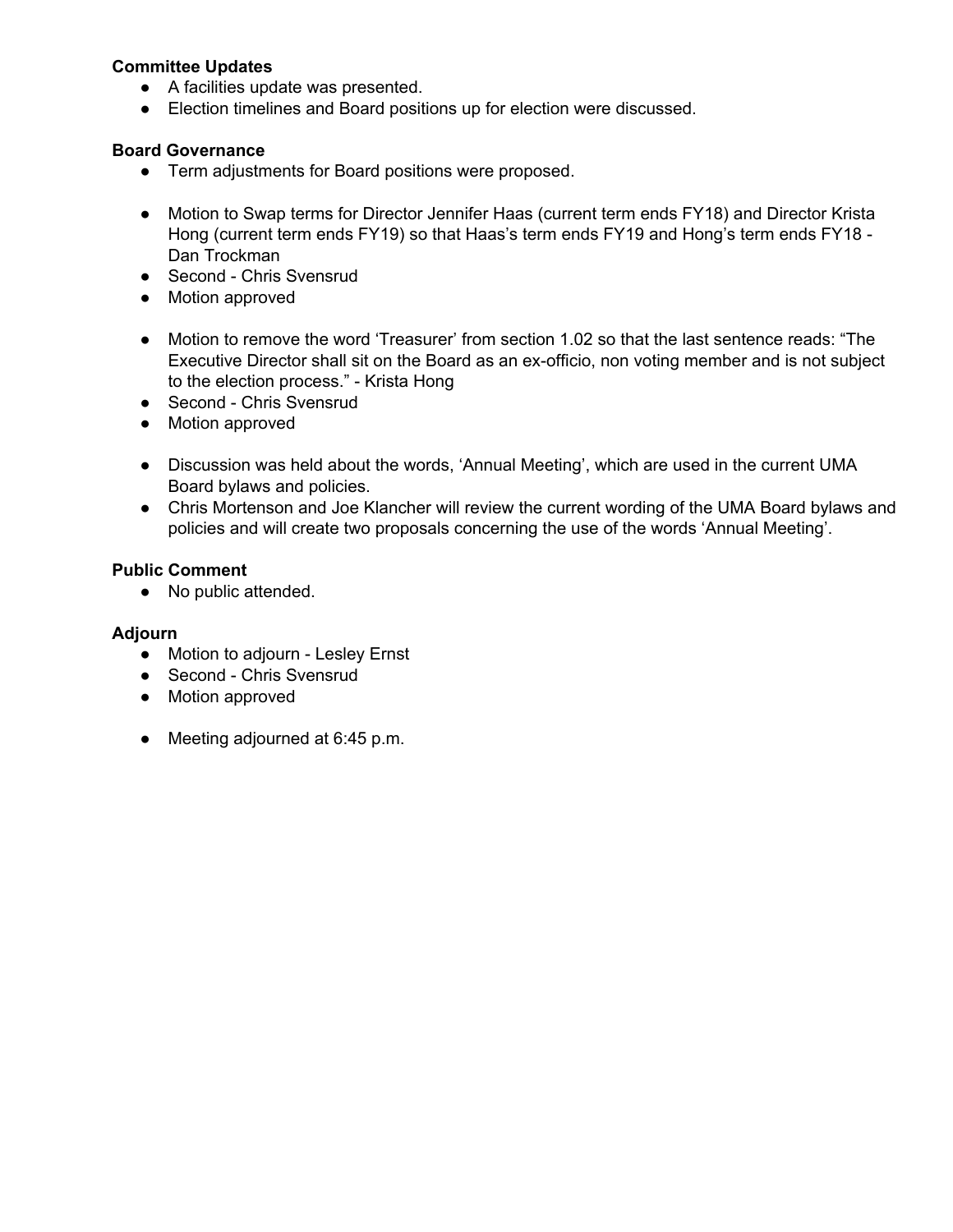**Committee Updates**

- A facilities update was presented.
- Election timelines and Board positions up for election were discussed.

**Board Governance**

- Term adjustments for Board positions were proposed.

- Motion to Swap terms for Director Jennifer Haas (current term ends FY18) and Director Krista Hong (current term ends FY19) so that Haas's term ends FY19 and Hong's term ends FY18 - Dan Trockman
- Second - Chris Svensrud
- Motion approved

- Motion to remove the word 'Treasurer' from section 1.02 so that the last sentence reads: "The Executive Director shall sit on the Board as an ex-officio, non voting member and is not subject to the election process." - Krista Hong
- Second - Chris Svensrud
- Motion approved

- Discussion was held about the words, 'Annual Meeting', which are used in the current UMA Board bylaws and policies.
- Chris Mortenson and Joe Klancher will review the current wording of the UMA Board bylaws and policies and will create two proposals concerning the use of the words 'Annual Meeting'.

**Public Comment**

- No public attended.

**Adjourn**

- Motion to adjourn - Lesley Ernst
- Second - Chris Svensrud
- Motion approved

- Meeting adjourned at 6:45 p.m.